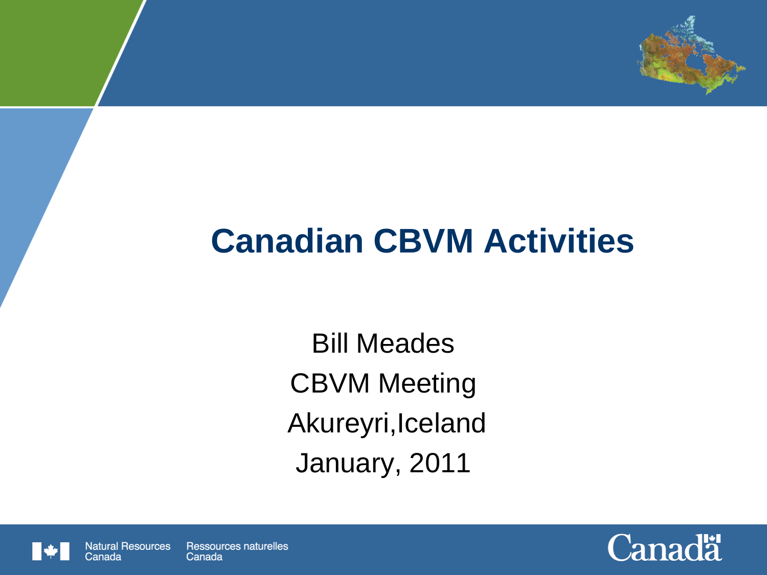# Canadian CBVM Activities

Bill Meades

CBVM Meeting

Akureyri,Iceland

January, 2011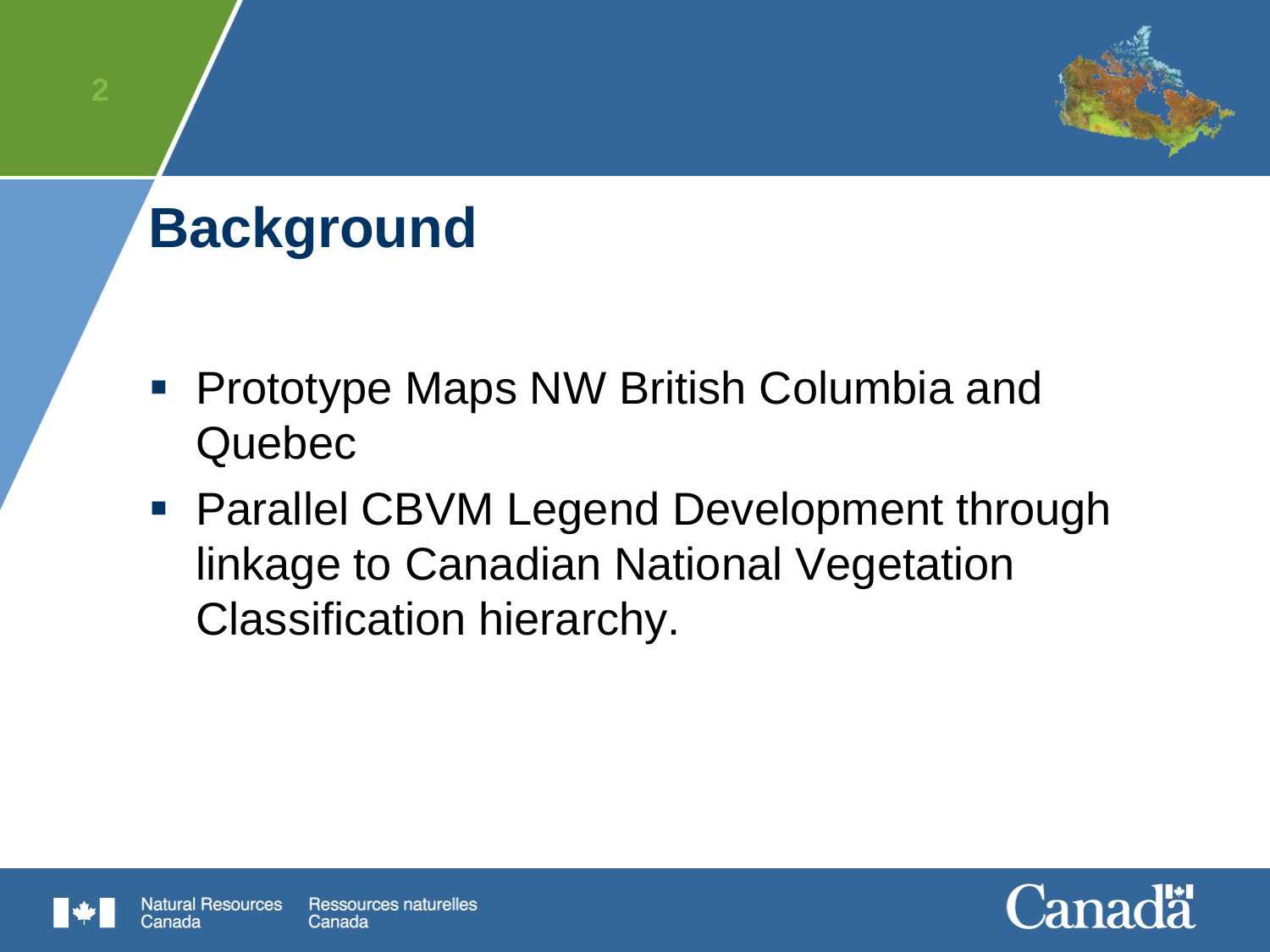# Background

- Prototype Maps NW British Columbia and Quebec
- Parallel CBVM Legend Development through linkage to Canadian National Vegetation Classification hierarchy.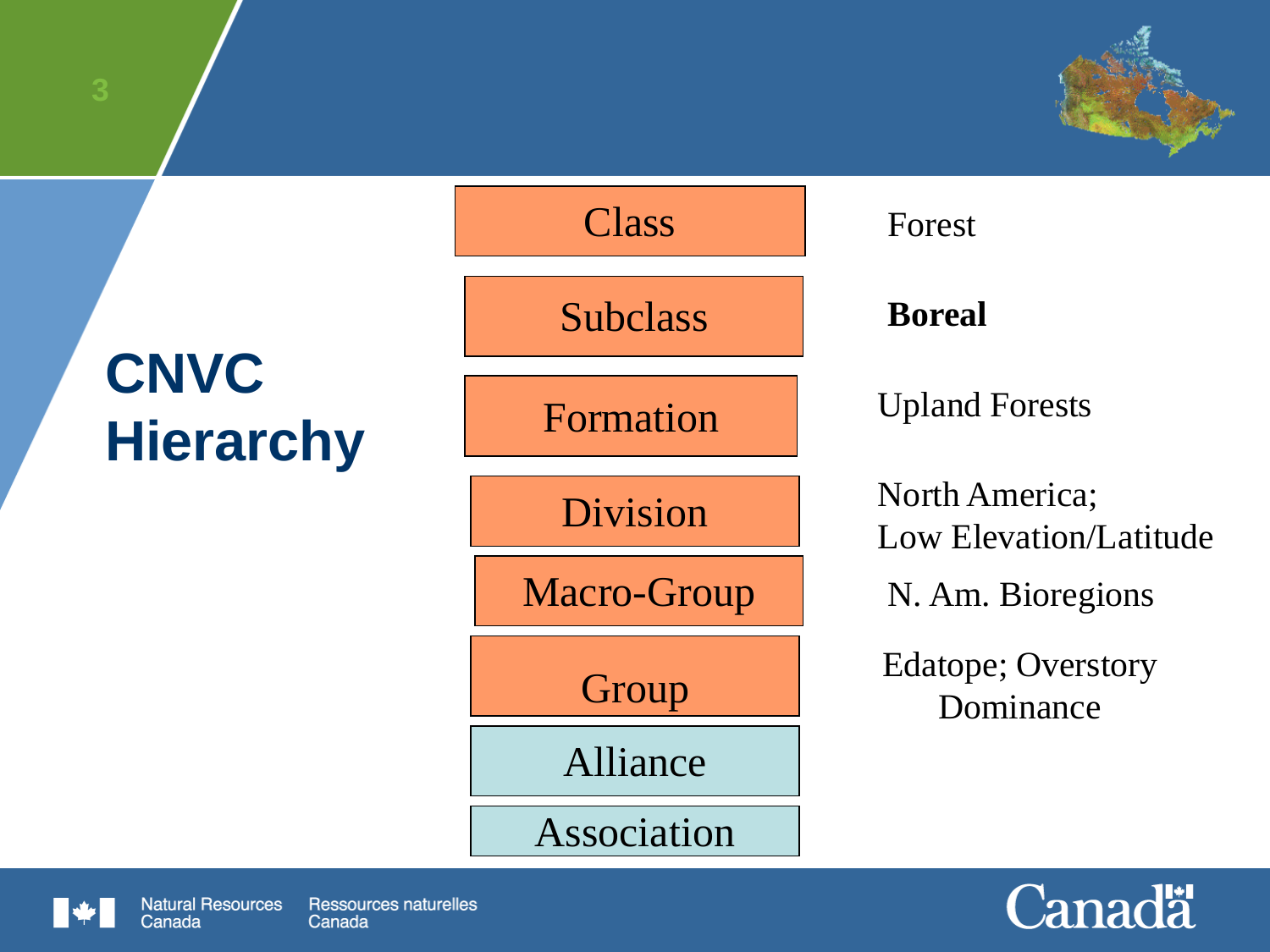# CNVC Hierarchy

| Level | Example |
| --- | --- |
| Class | Forest |
| Subclass | **Boreal** |
| Formation | Upland Forests |
| Division | North America; Low Elevation/Latitude |
| Macro-Group | N. Am. Bioregions |
| Group | Edatope; Overstory Dominance |
| Alliance | |
| Association | |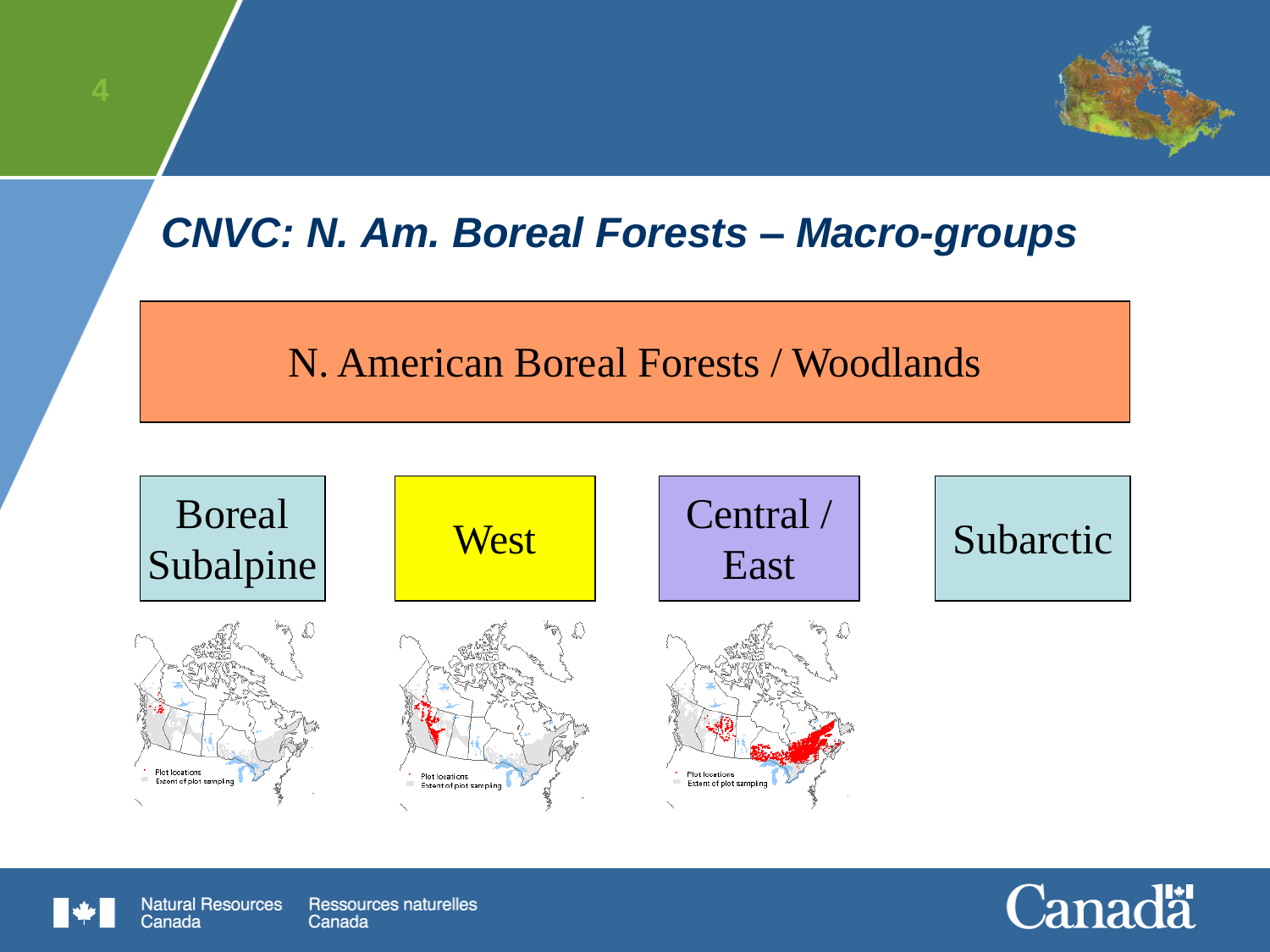## *CNVC: N. Am. Boreal Forests – Macro-groups*

N. American Boreal Forests / Woodlands

- Boreal Subalpine
- West
- Central / East
- Subarctic

Plot locations
Extent of plot sampling

Plot locations
Extent of plot sampling

Plot locations
Extent of plot sampling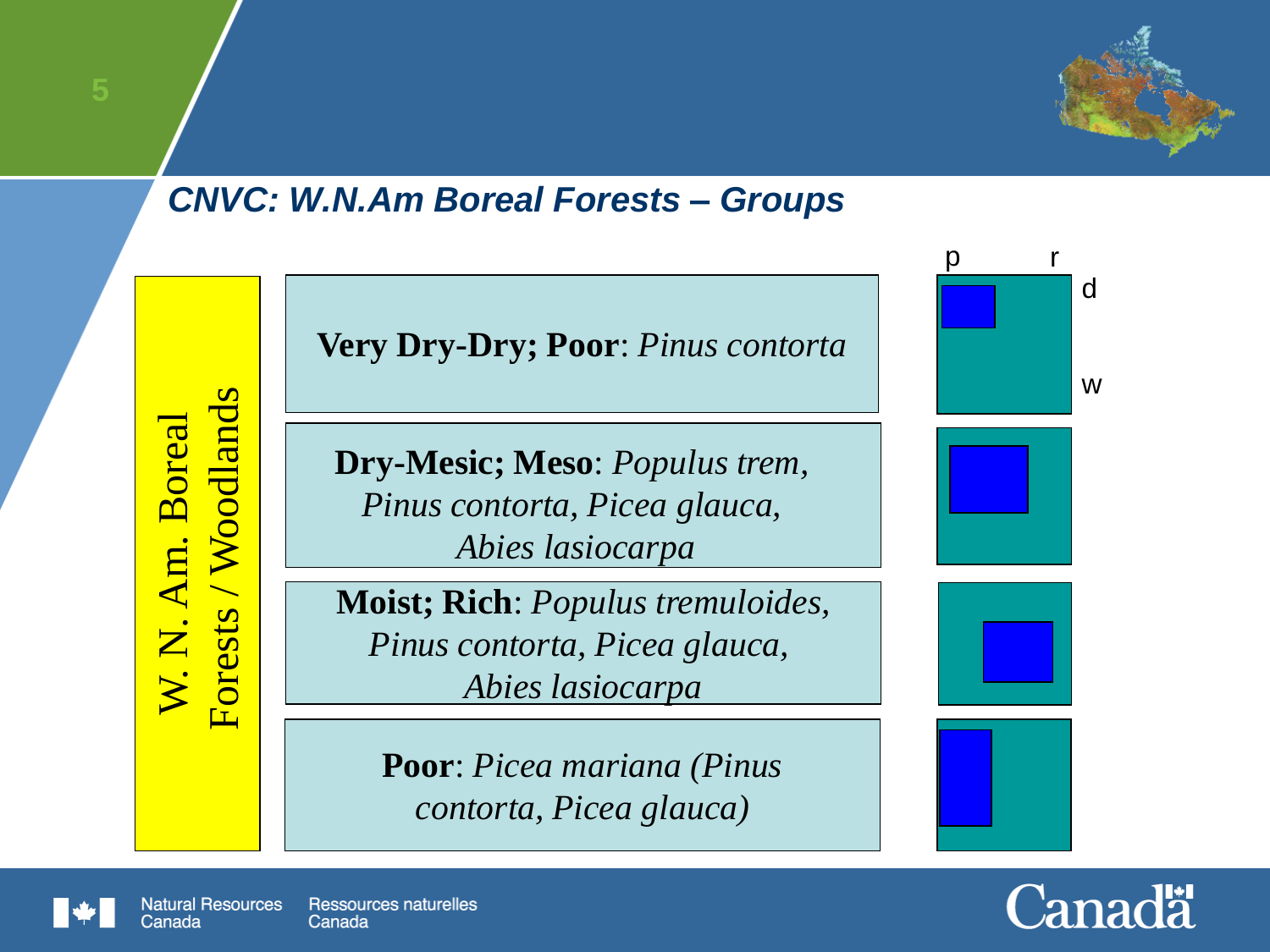## CNVC: W.N.Am Boreal Forests – Groups

W. N. Am. Boreal Forests / Woodlands

**Very Dry-Dry; Poor**: *Pinus contorta*

**Dry-Mesic; Meso**: *Populus trem, Pinus contorta, Picea glauca, Abies lasiocarpa*

**Moist; Rich**: *Populus tremuloides, Pinus contorta, Picea glauca, Abies lasiocarpa*

**Poor**: *Picea mariana (Pinus contorta, Picea glauca)*

p r d w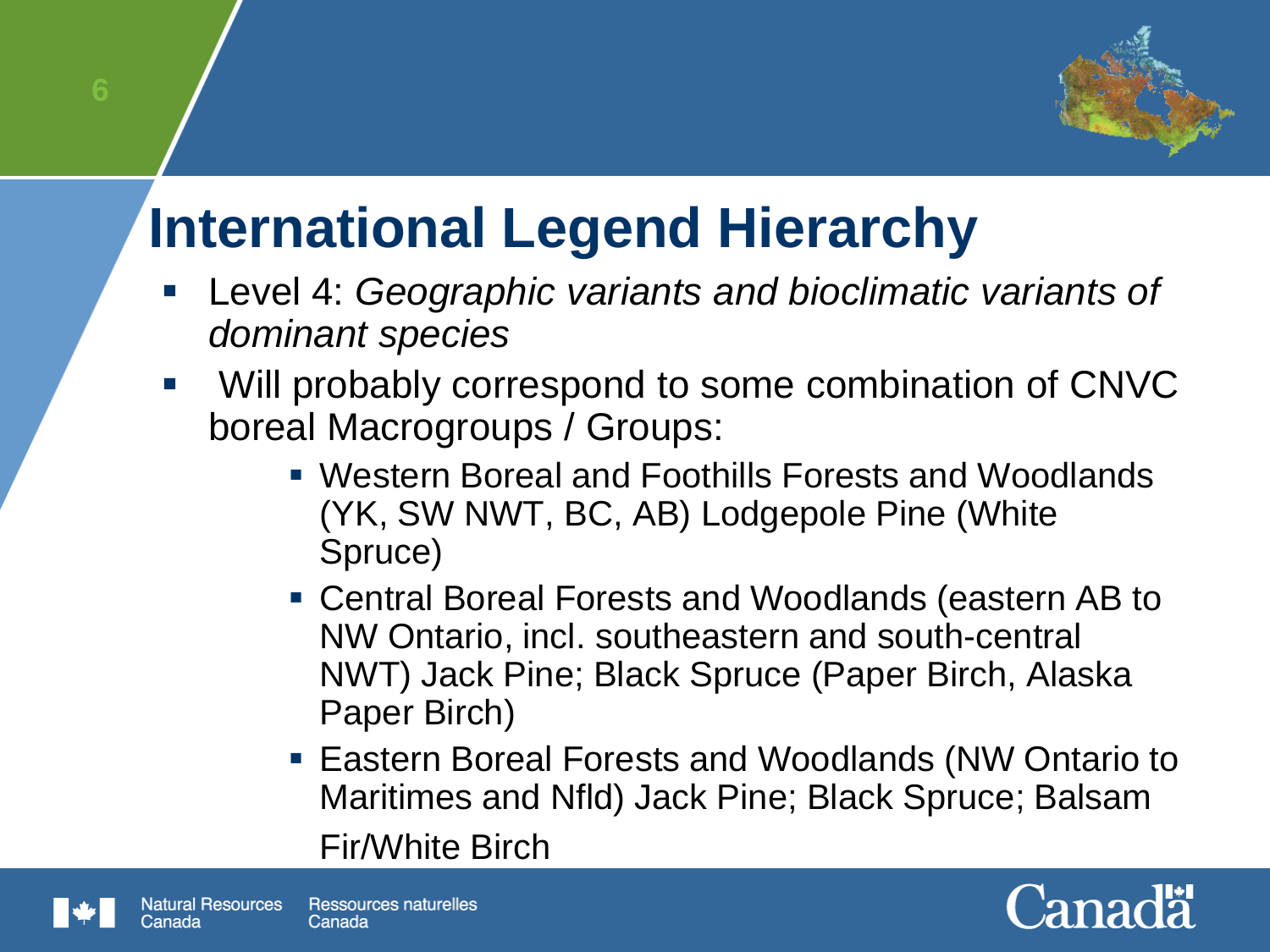# International Legend Hierarchy

- Level 4: *Geographic variants and bioclimatic variants of dominant species*
- Will probably correspond to some combination of CNVC boreal Macrogroups / Groups:
  - Western Boreal and Foothills Forests and Woodlands (YK, SW NWT, BC, AB) Lodgepole Pine (White Spruce)
  - Central Boreal Forests and Woodlands (eastern AB to NW Ontario, incl. southeastern and south-central NWT) Jack Pine; Black Spruce (Paper Birch, Alaska Paper Birch)
  - Eastern Boreal Forests and Woodlands (NW Ontario to Maritimes and Nfld) Jack Pine; Black Spruce; Balsam Fir/White Birch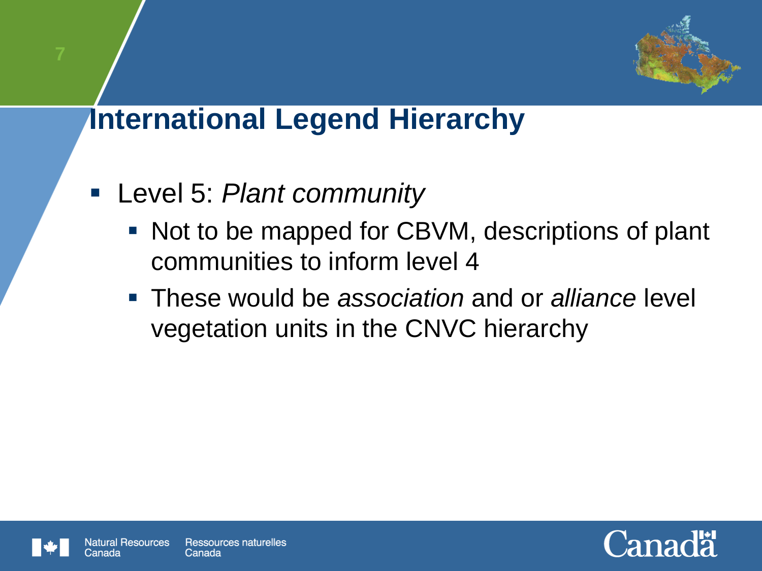# International Legend Hierarchy

- Level 5: *Plant community*
  - Not to be mapped for CBVM, descriptions of plant communities to inform level 4
  - These would be *association* and or *alliance* level vegetation units in the CNVC hierarchy